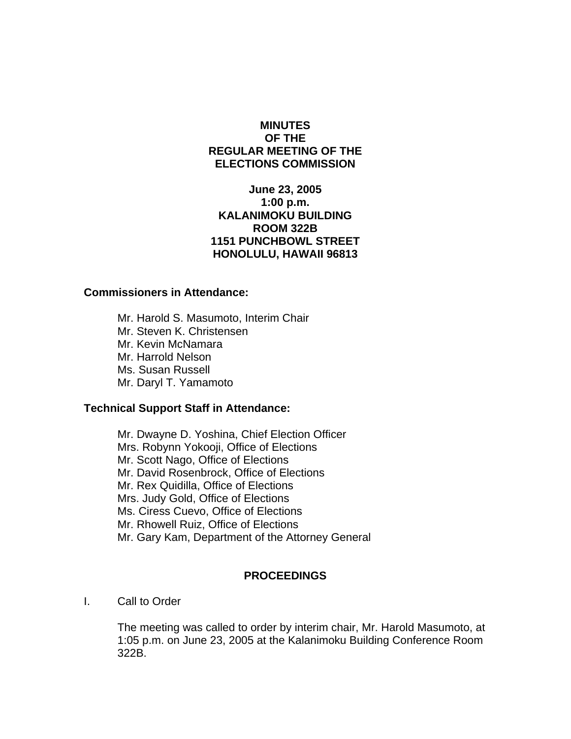# MINUTES
# OF THE
# REGULAR MEETING OF THE
# ELECTIONS COMMISSION

**June 23, 2005**
**1:00 p.m.**
**KALANIMOKU BUILDING**
**ROOM 322B**
**1151 PUNCHBOWL STREET**
**HONOLULU, HAWAII 96813**

**Commissioners in Attendance:**

Mr. Harold S. Masumoto, Interim Chair
Mr. Steven K. Christensen
Mr. Kevin McNamara
Mr. Harrold Nelson
Ms. Susan Russell
Mr. Daryl T. Yamamoto

**Technical Support Staff in Attendance:**

Mr. Dwayne D. Yoshina, Chief Election Officer
Mrs. Robynn Yokooji, Office of Elections
Mr. Scott Nago, Office of Elections
Mr. David Rosenbrock, Office of Elections
Mr. Rex Quidilla, Office of Elections
Mrs. Judy Gold, Office of Elections
Ms. Ciress Cuevo, Office of Elections
Mr. Rhowell Ruiz, Office of Elections
Mr. Gary Kam, Department of the Attorney General

## PROCEEDINGS

I. Call to Order

The meeting was called to order by interim chair, Mr. Harold Masumoto, at 1:05 p.m. on June 23, 2005 at the Kalanimoku Building Conference Room 322B.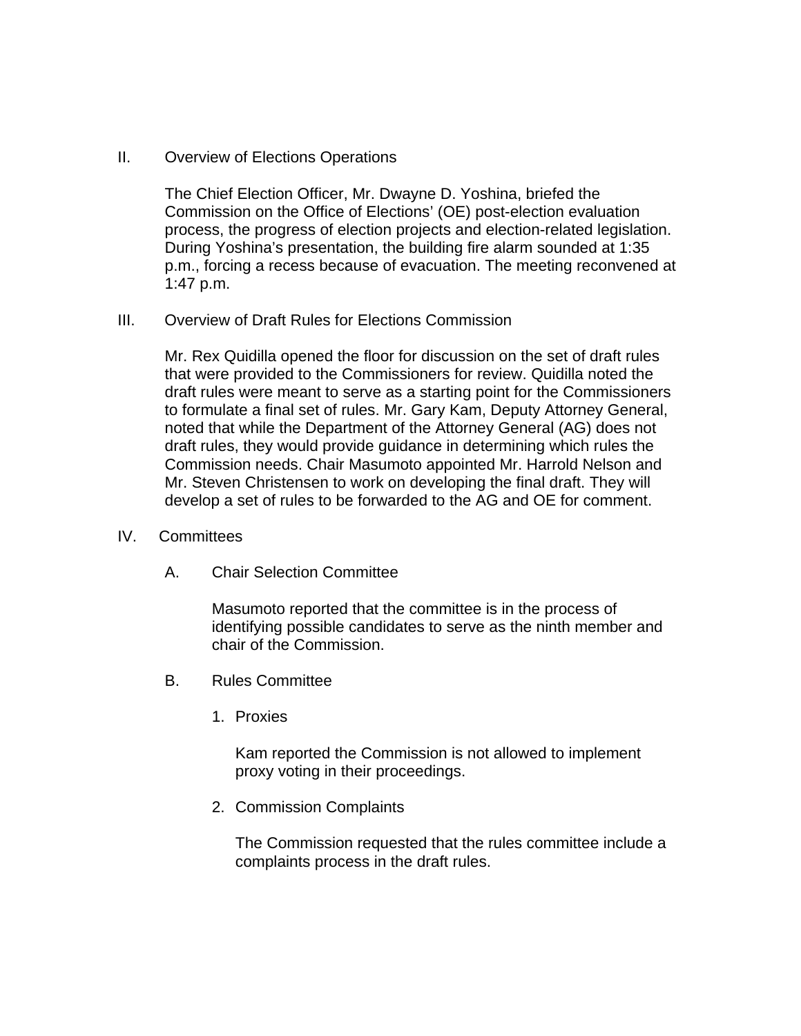## II. Overview of Elections Operations

The Chief Election Officer, Mr. Dwayne D. Yoshina, briefed the Commission on the Office of Elections' (OE) post-election evaluation process, the progress of election projects and election-related legislation. During Yoshina's presentation, the building fire alarm sounded at 1:35 p.m., forcing a recess because of evacuation. The meeting reconvened at 1:47 p.m.

## III. Overview of Draft Rules for Elections Commission

Mr. Rex Quidilla opened the floor for discussion on the set of draft rules that were provided to the Commissioners for review. Quidilla noted the draft rules were meant to serve as a starting point for the Commissioners to formulate a final set of rules. Mr. Gary Kam, Deputy Attorney General, noted that while the Department of the Attorney General (AG) does not draft rules, they would provide guidance in determining which rules the Commission needs. Chair Masumoto appointed Mr. Harrold Nelson and Mr. Steven Christensen to work on developing the final draft. They will develop a set of rules to be forwarded to the AG and OE for comment.

## IV. Committees

### A. Chair Selection Committee

Masumoto reported that the committee is in the process of identifying possible candidates to serve as the ninth member and chair of the Commission.

### B. Rules Committee

1. Proxies

   Kam reported the Commission is not allowed to implement proxy voting in their proceedings.

2. Commission Complaints

   The Commission requested that the rules committee include a complaints process in the draft rules.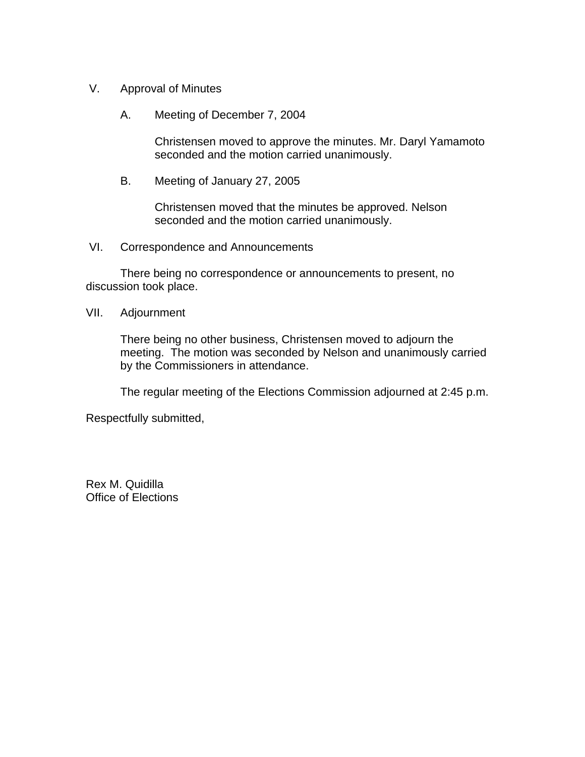V. Approval of Minutes

A. Meeting of December 7, 2004

Christensen moved to approve the minutes. Mr. Daryl Yamamoto seconded and the motion carried unanimously.

B. Meeting of January 27, 2005

Christensen moved that the minutes be approved. Nelson seconded and the motion carried unanimously.

VI. Correspondence and Announcements

There being no correspondence or announcements to present, no discussion took place.

VII. Adjournment

There being no other business, Christensen moved to adjourn the meeting. The motion was seconded by Nelson and unanimously carried by the Commissioners in attendance.

The regular meeting of the Elections Commission adjourned at 2:45 p.m.

Respectfully submitted,

Rex M. Quidilla
Office of Elections